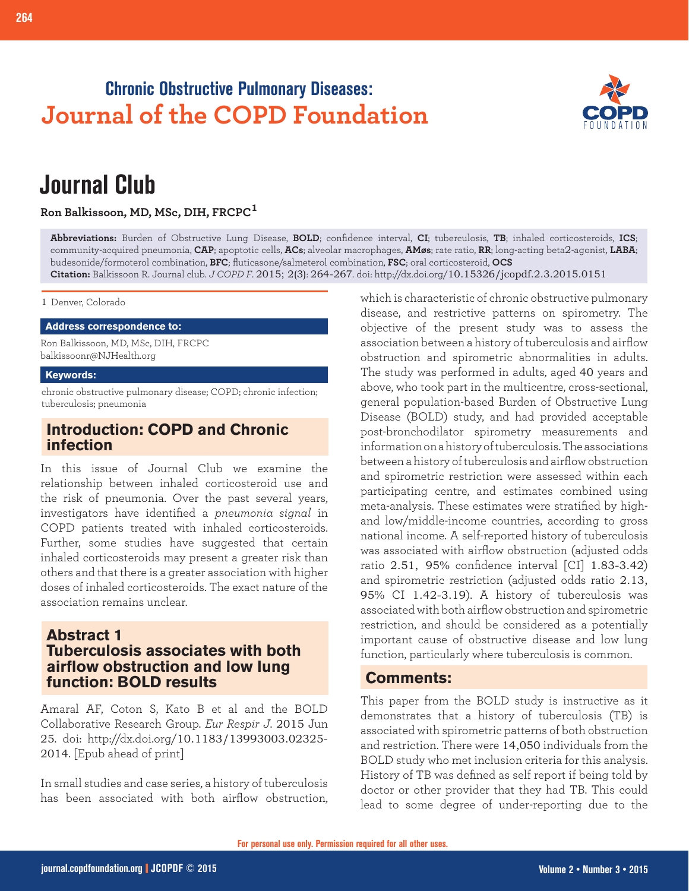**Chronic Obstructive Pulmonary Diseases:**
**Journal of the COPD Foundation**

# Journal Club

**Ron Balkissoon, MD, MSc, DIH, FRCPC[1]**

**Abbreviations:** Burden of Obstructive Lung Disease, **BOLD**; confidence interval, **CI**; tuberculosis, **TB**; inhaled corticosteroids, **ICS**; community-acquired pneumonia, **CAP**; apoptotic cells, **ACs**; alveolar macrophages, **AMøs**; rate ratio, **RR**; long-acting beta2-agonist, **LABA**; budesonide/formoterol combination, **BFC**; fluticasone/salmeterol combination, **FSC**; oral corticosteroid, **OCS**

**Citation:** Balkissoon R. Journal club. *J COPD F*. 2015; 2(3): 264-267. doi: http://dx.doi.org/10.15326/jcopdf.2.3.2015.0151

1 Denver, Colorado

**Address correspondence to:**

Ron Balkissoon, MD, MSc, DIH, FRCPC
balkissoonr@NJHealth.org

**Keywords:**

chronic obstructive pulmonary disease; COPD; chronic infection; tuberculosis; pneumonia

## Introduction: COPD and Chronic infection

In this issue of Journal Club we examine the relationship between inhaled corticosteroid use and the risk of pneumonia. Over the past several years, investigators have identified a *pneumonia signal* in COPD patients treated with inhaled corticosteroids. Further, some studies have suggested that certain inhaled corticosteroids may present a greater risk than others and that there is a greater association with higher doses of inhaled corticosteroids. The exact nature of the association remains unclear.

## Abstract 1
## Tuberculosis associates with both airflow obstruction and low lung function: BOLD results

Amaral AF, Coton S, Kato B et al and the BOLD Collaborative Research Group. *Eur Respir J*. 2015 Jun 25. doi: http://dx.doi.org/10.1183/13993003.02325-2014. [Epub ahead of print]

In small studies and case series, a history of tuberculosis has been associated with both airflow obstruction, which is characteristic of chronic obstructive pulmonary disease, and restrictive patterns on spirometry. The objective of the present study was to assess the association between a history of tuberculosis and airflow obstruction and spirometric abnormalities in adults. The study was performed in adults, aged 40 years and above, who took part in the multicentre, cross-sectional, general population-based Burden of Obstructive Lung Disease (BOLD) study, and had provided acceptable post-bronchodilator spirometry measurements and information on a history of tuberculosis. The associations between a history of tuberculosis and airflow obstruction and spirometric restriction were assessed within each participating centre, and estimates combined using meta-analysis. These estimates were stratified by high- and low/middle-income countries, according to gross national income. A self-reported history of tuberculosis was associated with airflow obstruction (adjusted odds ratio 2.51, 95% confidence interval [CI] 1.83-3.42) and spirometric restriction (adjusted odds ratio 2.13, 95% CI 1.42-3.19). A history of tuberculosis was associated with both airflow obstruction and spirometric restriction, and should be considered as a potentially important cause of obstructive disease and low lung function, particularly where tuberculosis is common.

## Comments:

This paper from the BOLD study is instructive as it demonstrates that a history of tuberculosis (TB) is associated with spirometric patterns of both obstruction and restriction. There were 14,050 individuals from the BOLD study who met inclusion criteria for this analysis. History of TB was defined as self report if being told by doctor or other provider that they had TB. This could lead to some degree of under-reporting due to the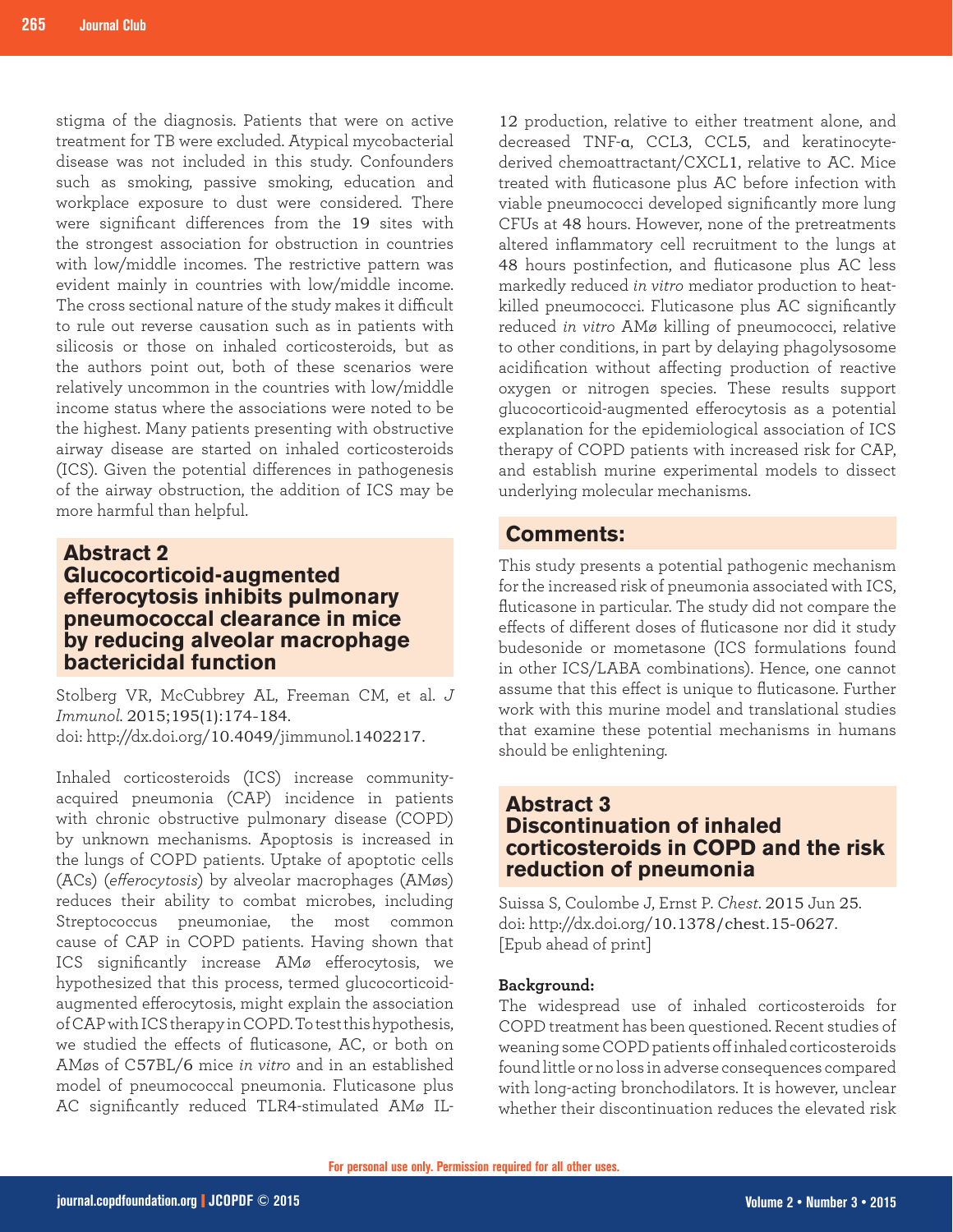stigma of the diagnosis. Patients that were on active treatment for TB were excluded. Atypical mycobacterial disease was not included in this study. Confounders such as smoking, passive smoking, education and workplace exposure to dust were considered. There were significant differences from the 19 sites with the strongest association for obstruction in countries with low/middle incomes. The restrictive pattern was evident mainly in countries with low/middle income. The cross sectional nature of the study makes it difficult to rule out reverse causation such as in patients with silicosis or those on inhaled corticosteroids, but as the authors point out, both of these scenarios were relatively uncommon in the countries with low/middle income status where the associations were noted to be the highest. Many patients presenting with obstructive airway disease are started on inhaled corticosteroids (ICS). Given the potential differences in pathogenesis of the airway obstruction, the addition of ICS may be more harmful than helpful.

## Abstract 2
## Glucocorticoid-augmented efferocytosis inhibits pulmonary pneumococcal clearance in mice by reducing alveolar macrophage bactericidal function

Stolberg VR, McCubbrey AL, Freeman CM, et al. *J Immunol.* 2015;195(1):174-184.
doi: http://dx.doi.org/10.4049/jimmunol.1402217.

Inhaled corticosteroids (ICS) increase community-acquired pneumonia (CAP) incidence in patients with chronic obstructive pulmonary disease (COPD) by unknown mechanisms. Apoptosis is increased in the lungs of COPD patients. Uptake of apoptotic cells (ACs) (*efferocytosis*) by alveolar macrophages (AMøs) reduces their ability to combat microbes, including Streptococcus pneumoniae, the most common cause of CAP in COPD patients. Having shown that ICS significantly increase AMø efferocytosis, we hypothesized that this process, termed glucocorticoid-augmented efferocytosis, might explain the association of CAP with ICS therapy in COPD. To test this hypothesis, we studied the effects of fluticasone, AC, or both on AMøs of C57BL/6 mice *in vitro* and in an established model of pneumococcal pneumonia. Fluticasone plus AC significantly reduced TLR4-stimulated AMø IL-12 production, relative to either treatment alone, and decreased TNF-α, CCL3, CCL5, and keratinocyte-derived chemoattractant/CXCL1, relative to AC. Mice treated with fluticasone plus AC before infection with viable pneumococci developed significantly more lung CFUs at 48 hours. However, none of the pretreatments altered inflammatory cell recruitment to the lungs at 48 hours postinfection, and fluticasone plus AC less markedly reduced *in vitro* mediator production to heat-killed pneumococci. Fluticasone plus AC significantly reduced *in vitro* AMø killing of pneumococci, relative to other conditions, in part by delaying phagolysosome acidification without affecting production of reactive oxygen or nitrogen species. These results support glucocorticoid-augmented efferocytosis as a potential explanation for the epidemiological association of ICS therapy of COPD patients with increased risk for CAP, and establish murine experimental models to dissect underlying molecular mechanisms.

### Comments:

This study presents a potential pathogenic mechanism for the increased risk of pneumonia associated with ICS, fluticasone in particular. The study did not compare the effects of different doses of fluticasone nor did it study budesonide or mometasone (ICS formulations found in other ICS/LABA combinations). Hence, one cannot assume that this effect is unique to fluticasone. Further work with this murine model and translational studies that examine these potential mechanisms in humans should be enlightening.

## Abstract 3
## Discontinuation of inhaled corticosteroids in COPD and the risk reduction of pneumonia

Suissa S, Coulombe J, Ernst P. *Chest.* 2015 Jun 25.
doi: http://dx.doi.org/10.1378/chest.15-0627.
[Epub ahead of print]

**Background:**
The widespread use of inhaled corticosteroids for COPD treatment has been questioned. Recent studies of weaning some COPD patients off inhaled corticosteroids found little or no loss in adverse consequences compared with long-acting bronchodilators. It is however, unclear whether their discontinuation reduces the elevated risk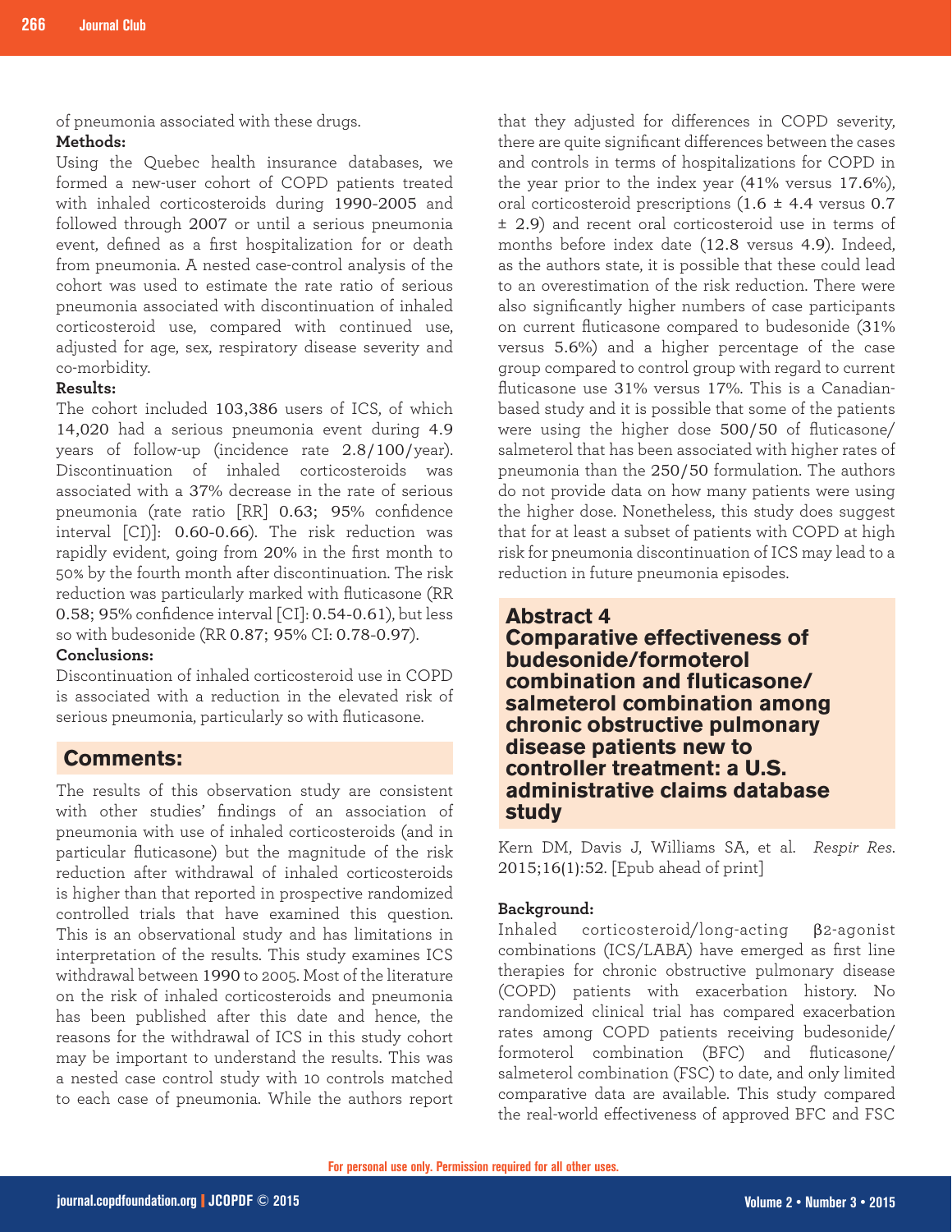of pneumonia associated with these drugs.

**Methods:**

Using the Quebec health insurance databases, we formed a new-user cohort of COPD patients treated with inhaled corticosteroids during 1990-2005 and followed through 2007 or until a serious pneumonia event, defined as a first hospitalization for or death from pneumonia. A nested case-control analysis of the cohort was used to estimate the rate ratio of serious pneumonia associated with discontinuation of inhaled corticosteroid use, compared with continued use, adjusted for age, sex, respiratory disease severity and co-morbidity.

**Results:**

The cohort included 103,386 users of ICS, of which 14,020 had a serious pneumonia event during 4.9 years of follow-up (incidence rate 2.8/100/year). Discontinuation of inhaled corticosteroids was associated with a 37% decrease in the rate of serious pneumonia (rate ratio [RR] 0.63; 95% confidence interval [CI]: 0.60-0.66). The risk reduction was rapidly evident, going from 20% in the first month to 50% by the fourth month after discontinuation. The risk reduction was particularly marked with fluticasone (RR 0.58; 95% confidence interval [CI]: 0.54-0.61), but less so with budesonide (RR 0.87; 95% CI: 0.78-0.97).

**Conclusions:**

Discontinuation of inhaled corticosteroid use in COPD is associated with a reduction in the elevated risk of serious pneumonia, particularly so with fluticasone.

## Comments:

The results of this observation study are consistent with other studies' findings of an association of pneumonia with use of inhaled corticosteroids (and in particular fluticasone) but the magnitude of the risk reduction after withdrawal of inhaled corticosteroids is higher than that reported in prospective randomized controlled trials that have examined this question. This is an observational study and has limitations in interpretation of the results. This study examines ICS withdrawal between 1990 to 2005. Most of the literature on the risk of inhaled corticosteroids and pneumonia has been published after this date and hence, the reasons for the withdrawal of ICS in this study cohort may be important to understand the results. This was a nested case control study with 10 controls matched to each case of pneumonia. While the authors report that they adjusted for differences in COPD severity, there are quite significant differences between the cases and controls in terms of hospitalizations for COPD in the year prior to the index year (41% versus 17.6%), oral corticosteroid prescriptions (1.6 ± 4.4 versus 0.7 ± 2.9) and recent oral corticosteroid use in terms of months before index date (12.8 versus 4.9). Indeed, as the authors state, it is possible that these could lead to an overestimation of the risk reduction. There were also significantly higher numbers of case participants on current fluticasone compared to budesonide (31% versus 5.6%) and a higher percentage of the case group compared to control group with regard to current fluticasone use 31% versus 17%. This is a Canadian-based study and it is possible that some of the patients were using the higher dose 500/50 of fluticasone/salmeterol that has been associated with higher rates of pneumonia than the 250/50 formulation. The authors do not provide data on how many patients were using the higher dose. Nonetheless, this study does suggest that for at least a subset of patients with COPD at high risk for pneumonia discontinuation of ICS may lead to a reduction in future pneumonia episodes.

## Abstract 4
## Comparative effectiveness of budesonide/formoterol combination and fluticasone/salmeterol combination among chronic obstructive pulmonary disease patients new to controller treatment: a U.S. administrative claims database study

Kern DM, Davis J, Williams SA, et al. *Respir Res*. 2015;16(1):52. [Epub ahead of print]

**Background:**

Inhaled corticosteroid/long-acting β2-agonist combinations (ICS/LABA) have emerged as first line therapies for chronic obstructive pulmonary disease (COPD) patients with exacerbation history. No randomized clinical trial has compared exacerbation rates among COPD patients receiving budesonide/formoterol combination (BFC) and fluticasone/salmeterol combination (FSC) to date, and only limited comparative data are available. This study compared the real-world effectiveness of approved BFC and FSC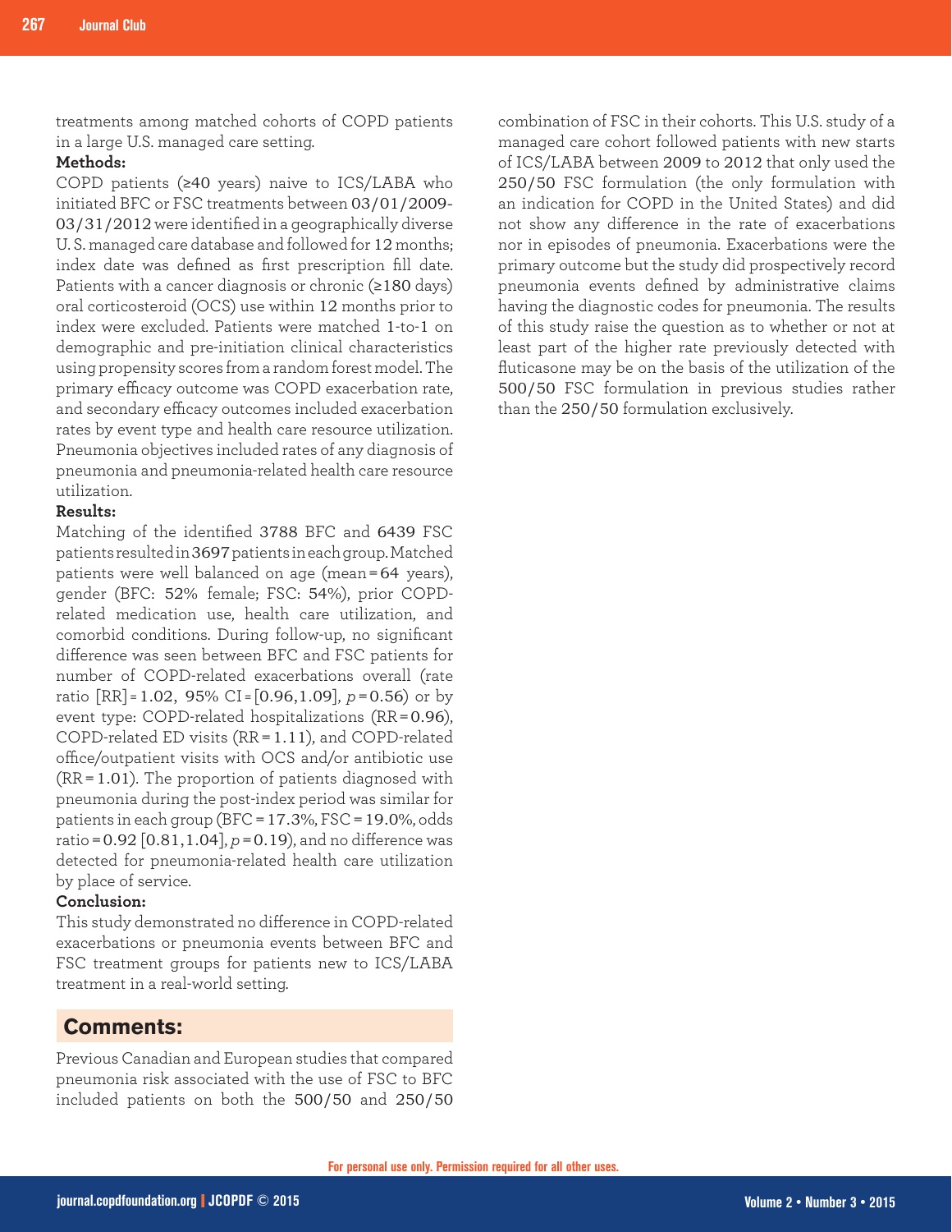treatments among matched cohorts of COPD patients in a large U.S. managed care setting.

**Methods:**

COPD patients (≥40 years) naive to ICS/LABA who initiated BFC or FSC treatments between 03/01/2009-03/31/2012 were identified in a geographically diverse U. S. managed care database and followed for 12 months; index date was defined as first prescription fill date. Patients with a cancer diagnosis or chronic (≥180 days) oral corticosteroid (OCS) use within 12 months prior to index were excluded. Patients were matched 1-to-1 on demographic and pre-initiation clinical characteristics using propensity scores from a random forest model. The primary efficacy outcome was COPD exacerbation rate, and secondary efficacy outcomes included exacerbation rates by event type and health care resource utilization. Pneumonia objectives included rates of any diagnosis of pneumonia and pneumonia-related health care resource utilization.

**Results:**

Matching of the identified 3788 BFC and 6439 FSC patients resulted in 3697 patients in each group. Matched patients were well balanced on age (mean = 64 years), gender (BFC: 52% female; FSC: 54%), prior COPD-related medication use, health care utilization, and comorbid conditions. During follow-up, no significant difference was seen between BFC and FSC patients for number of COPD-related exacerbations overall (rate ratio [RR] = 1.02, 95% CI = [0.96,1.09], $p = 0.56$) or by event type: COPD-related hospitalizations (RR = 0.96), COPD-related ED visits (RR = 1.11), and COPD-related office/outpatient visits with OCS and/or antibiotic use (RR = 1.01). The proportion of patients diagnosed with pneumonia during the post-index period was similar for patients in each group (BFC = 17.3%, FSC = 19.0%, odds ratio = 0.92 [0.81,1.04], $p = 0.19$), and no difference was detected for pneumonia-related health care utilization by place of service.

**Conclusion:**

This study demonstrated no difference in COPD-related exacerbations or pneumonia events between BFC and FSC treatment groups for patients new to ICS/LABA treatment in a real-world setting.

## Comments:

Previous Canadian and European studies that compared pneumonia risk associated with the use of FSC to BFC included patients on both the 500/50 and 250/50 combination of FSC in their cohorts. This U.S. study of a managed care cohort followed patients with new starts of ICS/LABA between 2009 to 2012 that only used the 250/50 FSC formulation (the only formulation with an indication for COPD in the United States) and did not show any difference in the rate of exacerbations nor in episodes of pneumonia. Exacerbations were the primary outcome but the study did prospectively record pneumonia events defined by administrative claims having the diagnostic codes for pneumonia. The results of this study raise the question as to whether or not at least part of the higher rate previously detected with fluticasone may be on the basis of the utilization of the 500/50 FSC formulation in previous studies rather than the 250/50 formulation exclusively.